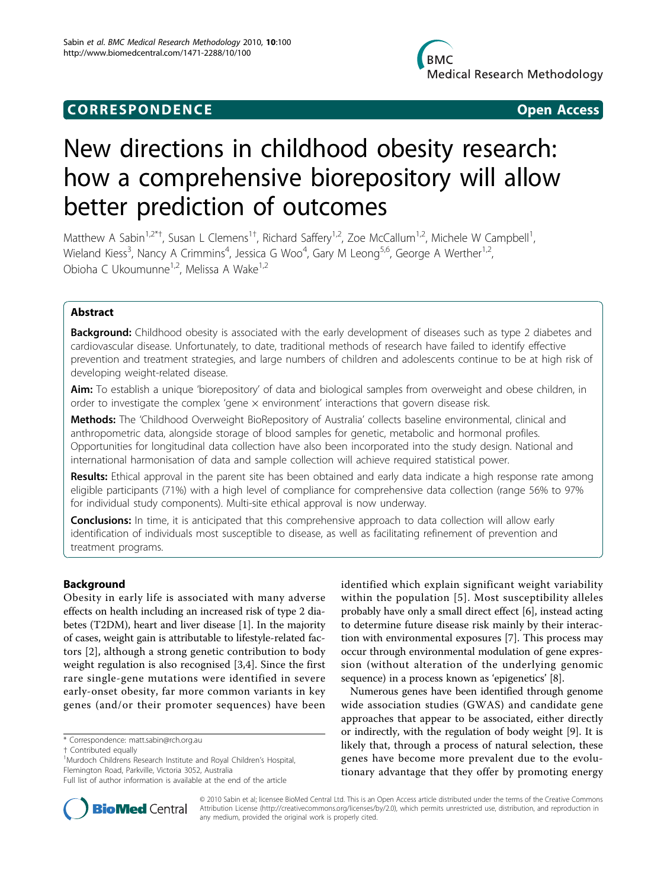CORRESPONDENCE Open Access

# New directions in childhood obesity research: how a comprehensive biorepository will allow better prediction of outcomes

Matthew A Sabin[1,2*†], Susan L Clemens[1†], Richard Saffery[1,2], Zoe McCallum[1,2], Michele W Campbell[1], Wieland Kiess[3], Nancy A Crimmins[4], Jessica G Woo[4], Gary M Leong[5,6], George A Werther[1,2], Obioha C Ukoumunne[1,2], Melissa A Wake[1,2]

## Abstract

**Background:** Childhood obesity is associated with the early development of diseases such as type 2 diabetes and cardiovascular disease. Unfortunately, to date, traditional methods of research have failed to identify effective prevention and treatment strategies, and large numbers of children and adolescents continue to be at high risk of developing weight-related disease.

**Aim:** To establish a unique 'biorepository' of data and biological samples from overweight and obese children, in order to investigate the complex 'gene × environment' interactions that govern disease risk.

**Methods:** The 'Childhood Overweight BioRepository of Australia' collects baseline environmental, clinical and anthropometric data, alongside storage of blood samples for genetic, metabolic and hormonal profiles. Opportunities for longitudinal data collection have also been incorporated into the study design. National and international harmonisation of data and sample collection will achieve required statistical power.

**Results:** Ethical approval in the parent site has been obtained and early data indicate a high response rate among eligible participants (71%) with a high level of compliance for comprehensive data collection (range 56% to 97% for individual study components). Multi-site ethical approval is now underway.

**Conclusions:** In time, it is anticipated that this comprehensive approach to data collection will allow early identification of individuals most susceptible to disease, as well as facilitating refinement of prevention and treatment programs.

## Background

Obesity in early life is associated with many adverse effects on health including an increased risk of type 2 diabetes (T2DM), heart and liver disease [1]. In the majority of cases, weight gain is attributable to lifestyle-related factors [2], although a strong genetic contribution to body weight regulation is also recognised [3,4]. Since the first rare single-gene mutations were identified in severe early-onset obesity, far more common variants in key genes (and/or their promoter sequences) have been identified which explain significant weight variability within the population [5]. Most susceptibility alleles probably have only a small direct effect [6], instead acting to determine future disease risk mainly by their interaction with environmental exposures [7]. This process may occur through environmental modulation of gene expression (without alteration of the underlying genomic sequence) in a process known as 'epigenetics' [8].

Numerous genes have been identified through genome wide association studies (GWAS) and candidate gene approaches that appear to be associated, either directly or indirectly, with the regulation of body weight [9]. It is likely that, through a process of natural selection, these genes have become more prevalent due to the evolutionary advantage that they offer by promoting energy

\* Correspondence: matt.sabin@rch.org.au
† Contributed equally
[1]Murdoch Childrens Research Institute and Royal Children's Hospital, Flemington Road, Parkville, Victoria 3052, Australia
Full list of author information is available at the end of the article

© 2010 Sabin et al; licensee BioMed Central Ltd. This is an Open Access article distributed under the terms of the Creative Commons Attribution License (http://creativecommons.org/licenses/by/2.0), which permits unrestricted use, distribution, and reproduction in any medium, provided the original work is properly cited.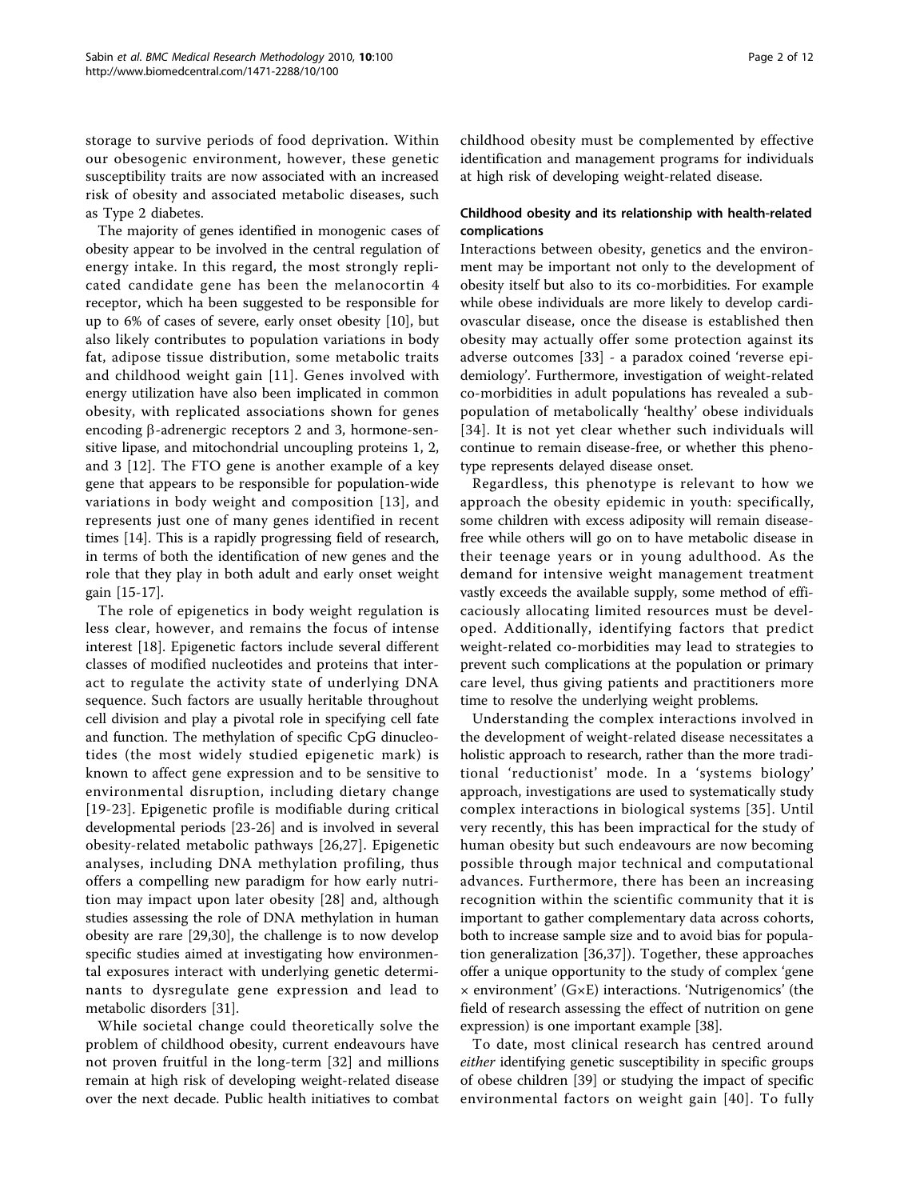storage to survive periods of food deprivation. Within our obesogenic environment, however, these genetic susceptibility traits are now associated with an increased risk of obesity and associated metabolic diseases, such as Type 2 diabetes.

The majority of genes identified in monogenic cases of obesity appear to be involved in the central regulation of energy intake. In this regard, the most strongly replicated candidate gene has been the melanocortin 4 receptor, which ha been suggested to be responsible for up to 6% of cases of severe, early onset obesity [10], but also likely contributes to population variations in body fat, adipose tissue distribution, some metabolic traits and childhood weight gain [11]. Genes involved with energy utilization have also been implicated in common obesity, with replicated associations shown for genes encoding β-adrenergic receptors 2 and 3, hormone-sensitive lipase, and mitochondrial uncoupling proteins 1, 2, and 3 [12]. The FTO gene is another example of a key gene that appears to be responsible for population-wide variations in body weight and composition [13], and represents just one of many genes identified in recent times [14]. This is a rapidly progressing field of research, in terms of both the identification of new genes and the role that they play in both adult and early onset weight gain [15-17].

The role of epigenetics in body weight regulation is less clear, however, and remains the focus of intense interest [18]. Epigenetic factors include several different classes of modified nucleotides and proteins that interact to regulate the activity state of underlying DNA sequence. Such factors are usually heritable throughout cell division and play a pivotal role in specifying cell fate and function. The methylation of specific CpG dinucleotides (the most widely studied epigenetic mark) is known to affect gene expression and to be sensitive to environmental disruption, including dietary change [19-23]. Epigenetic profile is modifiable during critical developmental periods [23-26] and is involved in several obesity-related metabolic pathways [26,27]. Epigenetic analyses, including DNA methylation profiling, thus offers a compelling new paradigm for how early nutrition may impact upon later obesity [28] and, although studies assessing the role of DNA methylation in human obesity are rare [29,30], the challenge is to now develop specific studies aimed at investigating how environmental exposures interact with underlying genetic determinants to dysregulate gene expression and lead to metabolic disorders [31].

While societal change could theoretically solve the problem of childhood obesity, current endeavours have not proven fruitful in the long-term [32] and millions remain at high risk of developing weight-related disease over the next decade. Public health initiatives to combat childhood obesity must be complemented by effective identification and management programs for individuals at high risk of developing weight-related disease.

### Childhood obesity and its relationship with health-related complications

Interactions between obesity, genetics and the environment may be important not only to the development of obesity itself but also to its co-morbidities. For example while obese individuals are more likely to develop cardiovascular disease, once the disease is established then obesity may actually offer some protection against its adverse outcomes [33] - a paradox coined 'reverse epidemiology'. Furthermore, investigation of weight-related co-morbidities in adult populations has revealed a subpopulation of metabolically 'healthy' obese individuals [34]. It is not yet clear whether such individuals will continue to remain disease-free, or whether this phenotype represents delayed disease onset.

Regardless, this phenotype is relevant to how we approach the obesity epidemic in youth: specifically, some children with excess adiposity will remain disease-free while others will go on to have metabolic disease in their teenage years or in young adulthood. As the demand for intensive weight management treatment vastly exceeds the available supply, some method of efficaciously allocating limited resources must be developed. Additionally, identifying factors that predict weight-related co-morbidities may lead to strategies to prevent such complications at the population or primary care level, thus giving patients and practitioners more time to resolve the underlying weight problems.

Understanding the complex interactions involved in the development of weight-related disease necessitates a holistic approach to research, rather than the more traditional 'reductionist' mode. In a 'systems biology' approach, investigations are used to systematically study complex interactions in biological systems [35]. Until very recently, this has been impractical for the study of human obesity but such endeavours are now becoming possible through major technical and computational advances. Furthermore, there has been an increasing recognition within the scientific community that it is important to gather complementary data across cohorts, both to increase sample size and to avoid bias for population generalization [36,37]). Together, these approaches offer a unique opportunity to the study of complex 'gene × environment' (G×E) interactions. 'Nutrigenomics' (the field of research assessing the effect of nutrition on gene expression) is one important example [38].

To date, most clinical research has centred around *either* identifying genetic susceptibility in specific groups of obese children [39] or studying the impact of specific environmental factors on weight gain [40]. To fully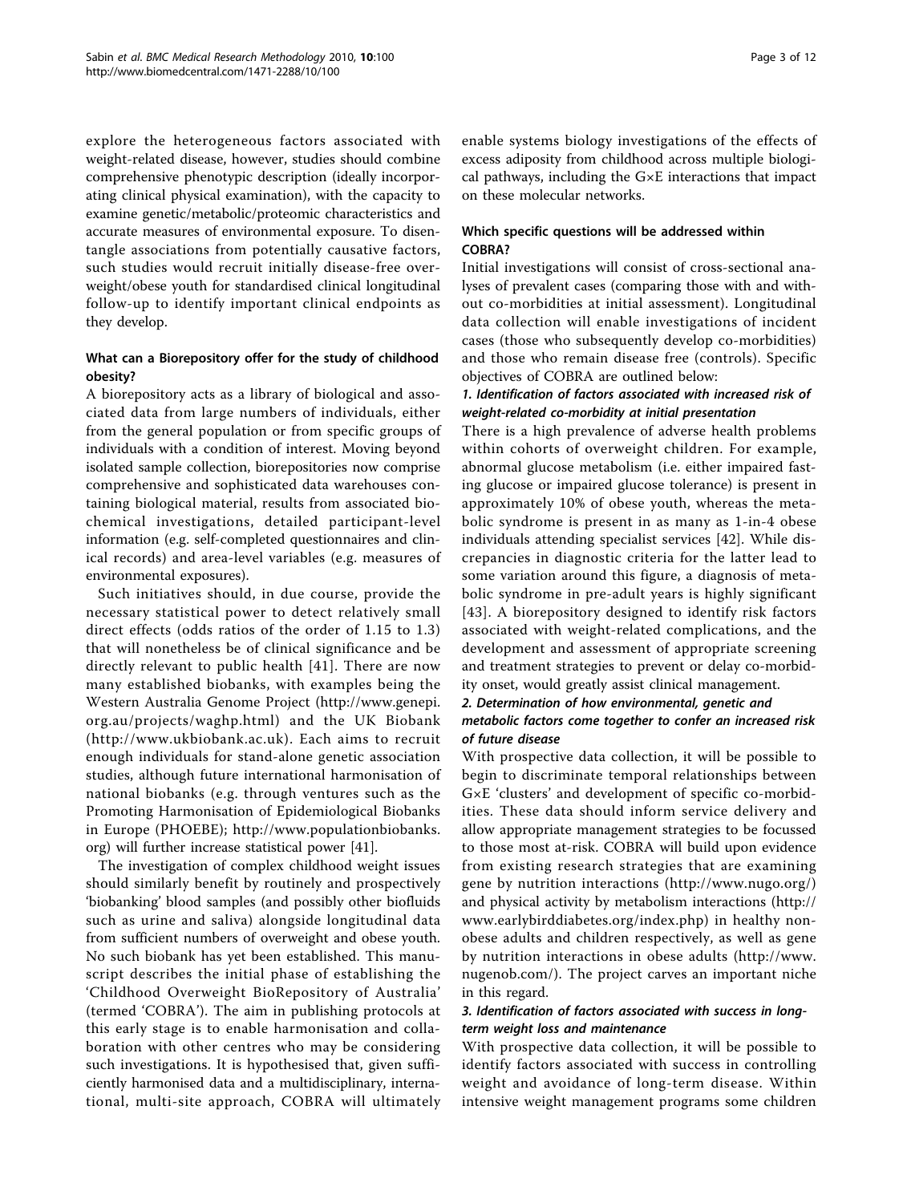explore the heterogeneous factors associated with weight-related disease, however, studies should combine comprehensive phenotypic description (ideally incorporating clinical physical examination), with the capacity to examine genetic/metabolic/proteomic characteristics and accurate measures of environmental exposure. To disentangle associations from potentially causative factors, such studies would recruit initially disease-free overweight/obese youth for standardised clinical longitudinal follow-up to identify important clinical endpoints as they develop.

## What can a Biorepository offer for the study of childhood obesity?

A biorepository acts as a library of biological and associated data from large numbers of individuals, either from the general population or from specific groups of individuals with a condition of interest. Moving beyond isolated sample collection, biorepositories now comprise comprehensive and sophisticated data warehouses containing biological material, results from associated biochemical investigations, detailed participant-level information (e.g. self-completed questionnaires and clinical records) and area-level variables (e.g. measures of environmental exposures).

Such initiatives should, in due course, provide the necessary statistical power to detect relatively small direct effects (odds ratios of the order of 1.15 to 1.3) that will nonetheless be of clinical significance and be directly relevant to public health [41]. There are now many established biobanks, with examples being the Western Australia Genome Project (http://www.genepi.org.au/projects/waghp.html) and the UK Biobank (http://www.ukbiobank.ac.uk). Each aims to recruit enough individuals for stand-alone genetic association studies, although future international harmonisation of national biobanks (e.g. through ventures such as the Promoting Harmonisation of Epidemiological Biobanks in Europe (PHOEBE); http://www.populationbiobanks.org) will further increase statistical power [41].

The investigation of complex childhood weight issues should similarly benefit by routinely and prospectively 'biobanking' blood samples (and possibly other biofluids such as urine and saliva) alongside longitudinal data from sufficient numbers of overweight and obese youth. No such biobank has yet been established. This manuscript describes the initial phase of establishing the 'Childhood Overweight BioRepository of Australia' (termed 'COBRA'). The aim in publishing protocols at this early stage is to enable harmonisation and collaboration with other centres who may be considering such investigations. It is hypothesised that, given sufficiently harmonised data and a multidisciplinary, international, multi-site approach, COBRA will ultimately enable systems biology investigations of the effects of excess adiposity from childhood across multiple biological pathways, including the G×E interactions that impact on these molecular networks.

## Which specific questions will be addressed within COBRA?

Initial investigations will consist of cross-sectional analyses of prevalent cases (comparing those with and without co-morbidities at initial assessment). Longitudinal data collection will enable investigations of incident cases (those who subsequently develop co-morbidities) and those who remain disease free (controls). Specific objectives of COBRA are outlined below:

### *1. Identification of factors associated with increased risk of weight-related co-morbidity at initial presentation*

There is a high prevalence of adverse health problems within cohorts of overweight children. For example, abnormal glucose metabolism (i.e. either impaired fasting glucose or impaired glucose tolerance) is present in approximately 10% of obese youth, whereas the metabolic syndrome is present in as many as 1-in-4 obese individuals attending specialist services [42]. While discrepancies in diagnostic criteria for the latter lead to some variation around this figure, a diagnosis of metabolic syndrome in pre-adult years is highly significant [43]. A biorepository designed to identify risk factors associated with weight-related complications, and the development and assessment of appropriate screening and treatment strategies to prevent or delay co-morbidity onset, would greatly assist clinical management.

### *2. Determination of how environmental, genetic and metabolic factors come together to confer an increased risk of future disease*

With prospective data collection, it will be possible to begin to discriminate temporal relationships between G×E 'clusters' and development of specific co-morbidities. These data should inform service delivery and allow appropriate management strategies to be focussed to those most at-risk. COBRA will build upon evidence from existing research strategies that are examining gene by nutrition interactions (http://www.nugo.org/) and physical activity by metabolism interactions (http://www.earlybirddiabetes.org/index.php) in healthy non-obese adults and children respectively, as well as gene by nutrition interactions in obese adults (http://www.nugenob.com/). The project carves an important niche in this regard.

### *3. Identification of factors associated with success in long-term weight loss and maintenance*

With prospective data collection, it will be possible to identify factors associated with success in controlling weight and avoidance of long-term disease. Within intensive weight management programs some children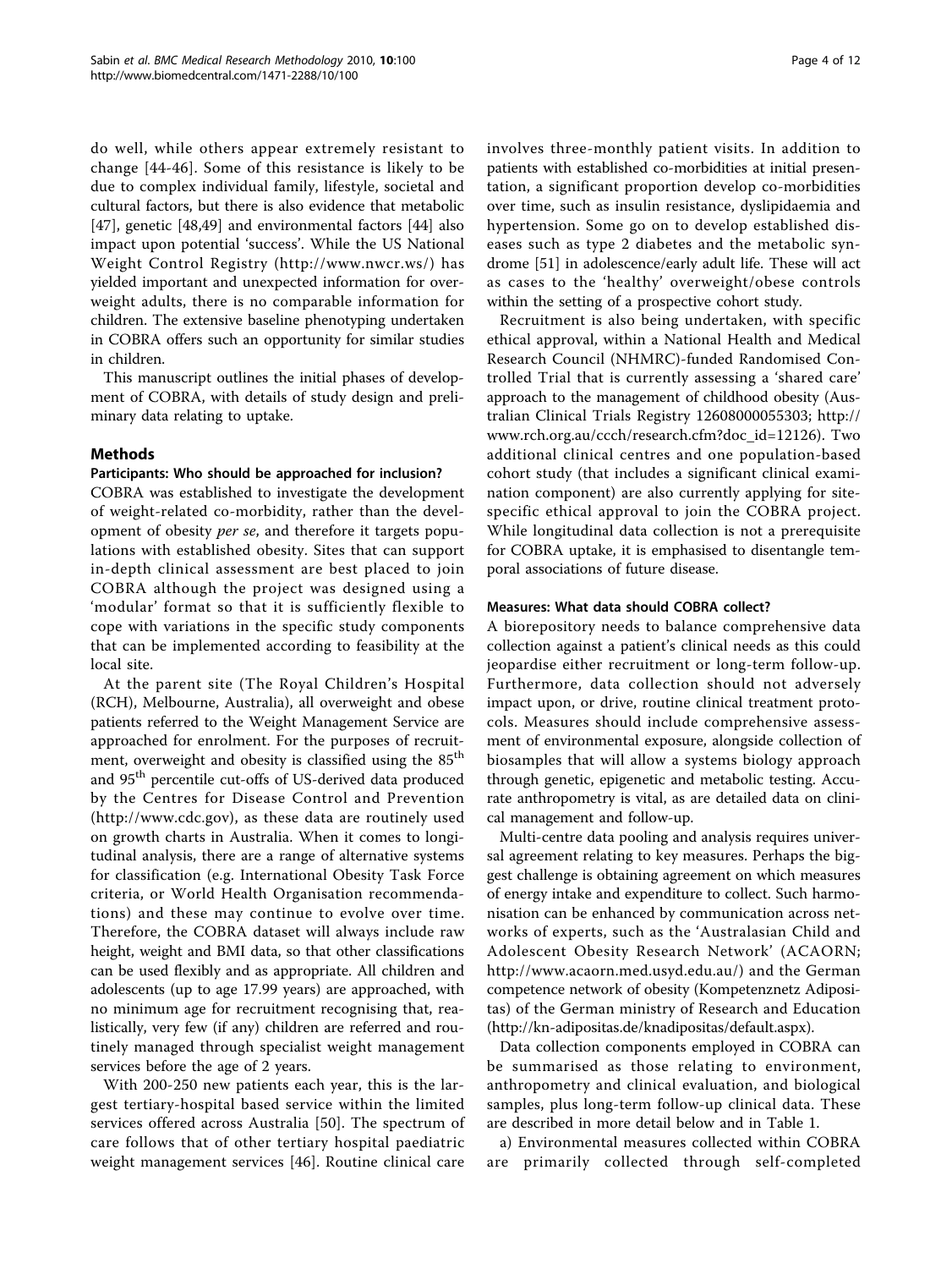do well, while others appear extremely resistant to change [44-46]. Some of this resistance is likely to be due to complex individual family, lifestyle, societal and cultural factors, but there is also evidence that metabolic [47], genetic [48,49] and environmental factors [44] also impact upon potential 'success'. While the US National Weight Control Registry (http://www.nwcr.ws/) has yielded important and unexpected information for overweight adults, there is no comparable information for children. The extensive baseline phenotyping undertaken in COBRA offers such an opportunity for similar studies in children.

This manuscript outlines the initial phases of development of COBRA, with details of study design and preliminary data relating to uptake.

## Methods

### Participants: Who should be approached for inclusion?

COBRA was established to investigate the development of weight-related co-morbidity, rather than the development of obesity *per se*, and therefore it targets populations with established obesity. Sites that can support in-depth clinical assessment are best placed to join COBRA although the project was designed using a 'modular' format so that it is sufficiently flexible to cope with variations in the specific study components that can be implemented according to feasibility at the local site.

At the parent site (The Royal Children's Hospital (RCH), Melbourne, Australia), all overweight and obese patients referred to the Weight Management Service are approached for enrolment. For the purposes of recruitment, overweight and obesity is classified using the 85th and 95th percentile cut-offs of US-derived data produced by the Centres for Disease Control and Prevention (http://www.cdc.gov), as these data are routinely used on growth charts in Australia. When it comes to longitudinal analysis, there are a range of alternative systems for classification (e.g. International Obesity Task Force criteria, or World Health Organisation recommendations) and these may continue to evolve over time. Therefore, the COBRA dataset will always include raw height, weight and BMI data, so that other classifications can be used flexibly and as appropriate. All children and adolescents (up to age 17.99 years) are approached, with no minimum age for recruitment recognising that, realistically, very few (if any) children are referred and routinely managed through specialist weight management services before the age of 2 years.

With 200-250 new patients each year, this is the largest tertiary-hospital based service within the limited services offered across Australia [50]. The spectrum of care follows that of other tertiary hospital paediatric weight management services [46]. Routine clinical care involves three-monthly patient visits. In addition to patients with established co-morbidities at initial presentation, a significant proportion develop co-morbidities over time, such as insulin resistance, dyslipidaemia and hypertension. Some go on to develop established diseases such as type 2 diabetes and the metabolic syndrome [51] in adolescence/early adult life. These will act as cases to the 'healthy' overweight/obese controls within the setting of a prospective cohort study.

Recruitment is also being undertaken, with specific ethical approval, within a National Health and Medical Research Council (NHMRC)-funded Randomised Controlled Trial that is currently assessing a 'shared care' approach to the management of childhood obesity (Australian Clinical Trials Registry 12608000055303; http://www.rch.org.au/ccch/research.cfm?doc_id=12126). Two additional clinical centres and one population-based cohort study (that includes a significant clinical examination component) are also currently applying for site-specific ethical approval to join the COBRA project. While longitudinal data collection is not a prerequisite for COBRA uptake, it is emphasised to disentangle temporal associations of future disease.

### Measures: What data should COBRA collect?

A biorepository needs to balance comprehensive data collection against a patient's clinical needs as this could jeopardise either recruitment or long-term follow-up. Furthermore, data collection should not adversely impact upon, or drive, routine clinical treatment protocols. Measures should include comprehensive assessment of environmental exposure, alongside collection of biosamples that will allow a systems biology approach through genetic, epigenetic and metabolic testing. Accurate anthropometry is vital, as are detailed data on clinical management and follow-up.

Multi-centre data pooling and analysis requires universal agreement relating to key measures. Perhaps the biggest challenge is obtaining agreement on which measures of energy intake and expenditure to collect. Such harmonisation can be enhanced by communication across networks of experts, such as the 'Australasian Child and Adolescent Obesity Research Network' (ACAORN; http://www.acaorn.med.usyd.edu.au/) and the German competence network of obesity (Kompetenznetz Adipositas) of the German ministry of Research and Education (http://kn-adipositas.de/knadipositas/default.aspx).

Data collection components employed in COBRA can be summarised as those relating to environment, anthropometry and clinical evaluation, and biological samples, plus long-term follow-up clinical data. These are described in more detail below and in Table 1.

a) Environmental measures collected within COBRA are primarily collected through self-completed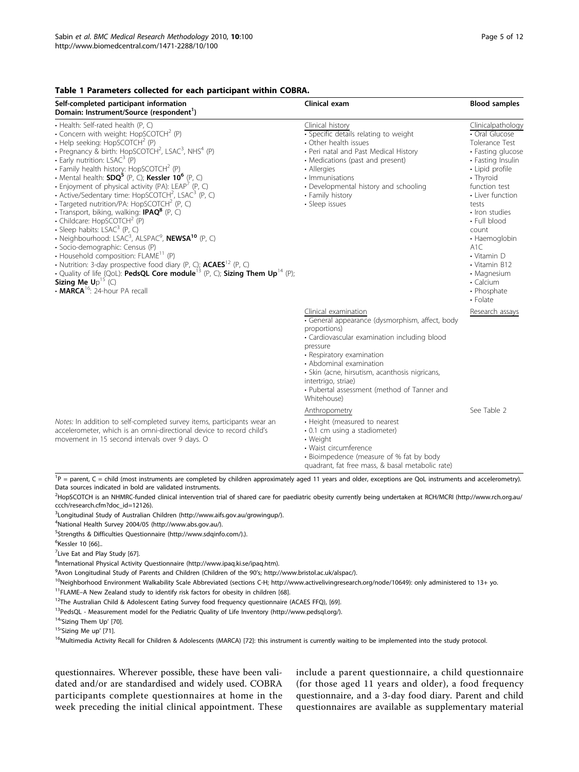**Table 1 Parameters collected for each participant within COBRA.**

| Self-completed participant information Domain: Instrument/Source (respondent[1]) | Clinical exam | Blood samples |
|---|---|---|
| • Health: Self-rated health (P, C)<br>• Concern with weight: HopSCOTCH[2] (P)<br>• Help seeking: HopSCOTCH[2] (P)<br>• Pregnancy & birth: HopSCOTCH[2], LSAC[3], NHS[4] (P)<br>• Early nutrition: LSAC[3] (P)<br>• Family health history: HopSCOTCH[2] (P)<br>• Mental health: **SDQ[5]** (P, C); **Kessler 10[6]** (P, C)<br>• Enjoyment of physical activity (PA): LEAP[7] (P, C)<br>• Active/Sedentary time: HopSCOTCH[2], LSAC[3] (P, C)<br>• Targeted nutrition/PA: HopSCOTCH[2] (P, C)<br>• Transport, biking, walking: **IPAQ[8]** (P, C)<br>• Childcare: HopSCOTCH[2] (P)<br>• Sleep habits: LSAC[3] (P, C)<br>• Neighbourhood: LSAC[3], ALSPAC[9], **NEWSA[10]** (P, C)<br>• Socio-demographic: Census (P)<br>• Household composition: FLAME[11] (P)<br>• Nutrition: 3-day prospective food diary (P, C); **ACAES**[12] (P, C)<br>• Quality of life (QoL): **PedsQL Core module**[13] (P, C); **Sizing Them Up**[14] (P); **Sizing Me U**p[15] (C)<br>• **MARCA**[16]: 24-hour PA recall | Clinical history<br>• Specific details relating to weight<br>• Other health issues<br>• Peri natal and Past Medical History<br>• Medications (past and present)<br>• Allergies<br>• Immunisations<br>• Developmental history and schooling<br>• Family history<br>• Sleep issues | Clinicalpathology<br>• Oral Glucose Tolerance Test<br>• Fasting glucose<br>• Fasting Insulin<br>• Lipid profile<br>• Thyroid function test<br>• Liver function tests<br>• Iron studies<br>• Full blood count<br>• Haemoglobin A1C<br>• Vitamin D<br>• Vitamin B12<br>• Magnesium<br>• Calcium<br>• Phosphate<br>• Folate |
| | Clinical examination<br>• General appearance (dysmorphism, affect, body proportions)<br>• Cardiovascular examination including blood pressure<br>• Respiratory examination<br>• Abdominal examination<br>• Skin (acne, hirsutism, acanthosis nigricans, intertrigo, striae)<br>• Pubertal assessment (method of Tanner and Whitehouse) | Research assays |
| *Notes:* In addition to self-completed survey items, participants wear an accelerometer, which is an omni-directional device to record child's movement in 15 second intervals over 9 days. O | Anthropometry<br>• Height (measured to nearest<br>• 0.1 cm using a stadiometer)<br>• Weight<br>• Waist circumference<br>• Bioimpedence (measure of % fat by body quadrant, fat free mass, & basal metabolic rate) | See Table 2 |

[1]P = parent, C = child (most instruments are completed by children approximately aged 11 years and older, exceptions are QoL instruments and accelerometry). Data sources indicated in bold are validated instruments.

[2]HopSCOTCH is an NHMRC-funded clinical intervention trial of shared care for paediatric obesity currently being undertaken at RCH/MCRI (http://www.rch.org.au/ccch/research.cfm?doc_id=12126).

[3]Longitudinal Study of Australian Children (http://www.aifs.gov.au/growingup/).

[4]National Health Survey 2004/05 (http://www.abs.gov.au/).

[5]Strengths & Difficulties Questionnaire (http://www.sdqinfo.com/).).

[6]Kessler 10 [66]..

[7]Live Eat and Play Study [67].

[8]International Physical Activity Questionnaire (http://www.ipaq.ki.se/ipaq.htm).

[9]Avon Longitudinal Study of Parents and Children (Children of the 90's; http://www.bristol.ac.uk/alspac/).

[10]Neighborhood Environment Walkability Scale Abbreviated (sections C-H; http://www.activelivingresearch.org/node/10649): only administered to 13+ yo.

[11]FLAME–A New Zealand study to identify risk factors for obesity in children [68].

[12]The Australian Child & Adolescent Eating Survey food frequency questionnaire (ACAES FFQ), [69].

[13]PedsQL - Measurement model for the Pediatric Quality of Life Inventory (http://www.pedsql.org/).

[14]'Sizing Them Up' [70].

[15]'Sizing Me up' [71].

[16]Multimedia Activity Recall for Children & Adolescents (MARCA) [72]: this instrument is currently waiting to be implemented into the study protocol.

questionnaires. Wherever possible, these have been validated and/or are standardised and widely used. COBRA participants complete questionnaires at home in the week preceding the initial clinical appointment. These include a parent questionnaire, a child questionnaire (for those aged 11 years and older), a food frequency questionnaire, and a 3-day food diary. Parent and child questionnaires are available as supplementary material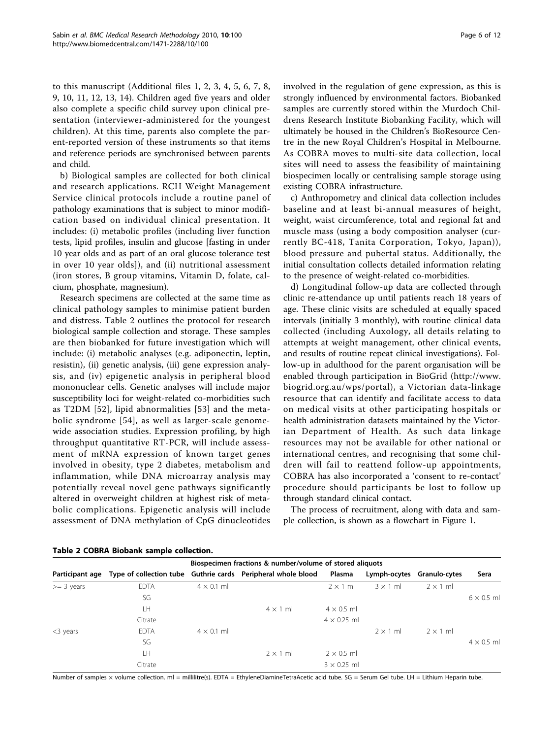to this manuscript (Additional files 1, 2, 3, 4, 5, 6, 7, 8, 9, 10, 11, 12, 13, 14). Children aged five years and older also complete a specific child survey upon clinical presentation (interviewer-administered for the youngest children). At this time, parents also complete the parent-reported version of these instruments so that items and reference periods are synchronised between parents and child.

b) Biological samples are collected for both clinical and research applications. RCH Weight Management Service clinical protocols include a routine panel of pathology examinations that is subject to minor modification based on individual clinical presentation. It includes: (i) metabolic profiles (including liver function tests, lipid profiles, insulin and glucose [fasting in under 10 year olds and as part of an oral glucose tolerance test in over 10 year olds]), and (ii) nutritional assessment (iron stores, B group vitamins, Vitamin D, folate, calcium, phosphate, magnesium).

Research specimens are collected at the same time as clinical pathology samples to minimise patient burden and distress. Table 2 outlines the protocol for research biological sample collection and storage. These samples are then biobanked for future investigation which will include: (i) metabolic analyses (e.g. adiponectin, leptin, resistin), (ii) genetic analysis, (iii) gene expression analysis, and (iv) epigenetic analysis in peripheral blood mononuclear cells. Genetic analyses will include major susceptibility loci for weight-related co-morbidities such as T2DM [52], lipid abnormalities [53] and the metabolic syndrome [54], as well as larger-scale genome-wide association studies. Expression profiling, by high throughput quantitative RT-PCR, will include assessment of mRNA expression of known target genes involved in obesity, type 2 diabetes, metabolism and inflammation, while DNA microarray analysis may potentially reveal novel gene pathways significantly altered in overweight children at highest risk of metabolic complications. Epigenetic analysis will include assessment of DNA methylation of CpG dinucleotides involved in the regulation of gene expression, as this is strongly influenced by environmental factors. Biobanked samples are currently stored within the Murdoch Childrens Research Institute Biobanking Facility, which will ultimately be housed in the Children's BioResource Centre in the new Royal Children's Hospital in Melbourne. As COBRA moves to multi-site data collection, local sites will need to assess the feasibility of maintaining biospecimen locally or centralising sample storage using existing COBRA infrastructure.

c) Anthropometry and clinical data collection includes baseline and at least bi-annual measures of height, weight, waist circumference, total and regional fat and muscle mass (using a body composition analyser (currently BC-418, Tanita Corporation, Tokyo, Japan)), blood pressure and pubertal status. Additionally, the initial consultation collects detailed information relating to the presence of weight-related co-morbidities.

d) Longitudinal follow-up data are collected through clinic re-attendance up until patients reach 18 years of age. These clinic visits are scheduled at equally spaced intervals (initially 3 monthly), with routine clinical data collected (including Auxology, all details relating to attempts at weight management, other clinical events, and results of routine repeat clinical investigations). Follow-up in adulthood for the parent organisation will be enabled through participation in BioGrid (http://www.biogrid.org.au/wps/portal), a Victorian data-linkage resource that can identify and facilitate access to data on medical visits at other participating hospitals or health administration datasets maintained by the Victorian Department of Health. As such data linkage resources may not be available for other national or international centres, and recognising that some children will fail to reattend follow-up appointments, COBRA has also incorporated a 'consent to re-contact' procedure should participants be lost to follow up through standard clinical contact.

The process of recruitment, along with data and sample collection, is shown as a flowchart in Figure 1.

**Table 2 COBRA Biobank sample collection.**

| | | Biospecimen fractions & number/volume of stored aliquots | | | | | |
|---|---|---|---|---|---|---|---|
| Participant age | Type of collection tube | Guthrie cards | Peripheral whole blood | Plasma | Lymph-ocytes | Granulo-cytes | Sera |
| >= 3 years | EDTA | 4 × 0.1 ml | | 2 × 1 ml | 3 × 1 ml | 2 × 1 ml | |
| | SG | | | | | | 6 × 0.5 ml |
| | LH | | 4 × 1 ml | 4 × 0.5 ml | | | |
| | Citrate | | | 4 × 0.25 ml | | | |
| <3 years | EDTA | 4 × 0.1 ml | | | 2 × 1 ml | 2 × 1 ml | |
| | SG | | | | | | 4 × 0.5 ml |
| | LH | | 2 × 1 ml | 2 × 0.5 ml | | | |
| | Citrate | | | 3 × 0.25 ml | | | |

Number of samples × volume collection. ml = millilitre(s). EDTA = EthyleneDiamineTetraAcetic acid tube. SG = Serum Gel tube. LH = Lithium Heparin tube.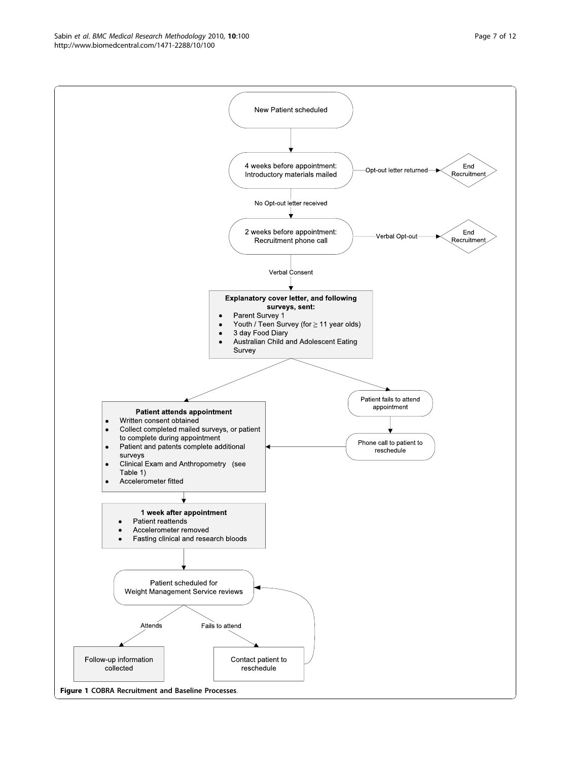New Patient scheduled

4 weeks before appointment: Introductory materials mailed

Opt-out letter returned → End Recruitment

No Opt-out letter received

2 weeks before appointment: Recruitment phone call

Verbal Opt-out → End Recruitment

Verbal Consent

**Explanatory cover letter, and following surveys, sent:**

- Parent Survey 1
- Youth / Teen Survey (for ≥ 11 year olds)
- 3 day Food Diary
- Australian Child and Adolescent Eating Survey

**Patient attends appointment**

- Written consent obtained
- Collect completed mailed surveys, or patient to complete during appointment
- Patient and patents complete additional surveys
- Clinical Exam and Anthropometry (see Table 1)
- Accelerometer fitted

Patient fails to attend appointment

Phone call to patient to reschedule

**1 week after appointment**

- Patient reattends
- Accelerometer removed
- Fasting clinical and research bloods

Patient scheduled for Weight Management Service reviews

Attends → Follow-up information collected

Fails to attend → Contact patient to reschedule

**Figure 1 COBRA Recruitment and Baseline Processes.**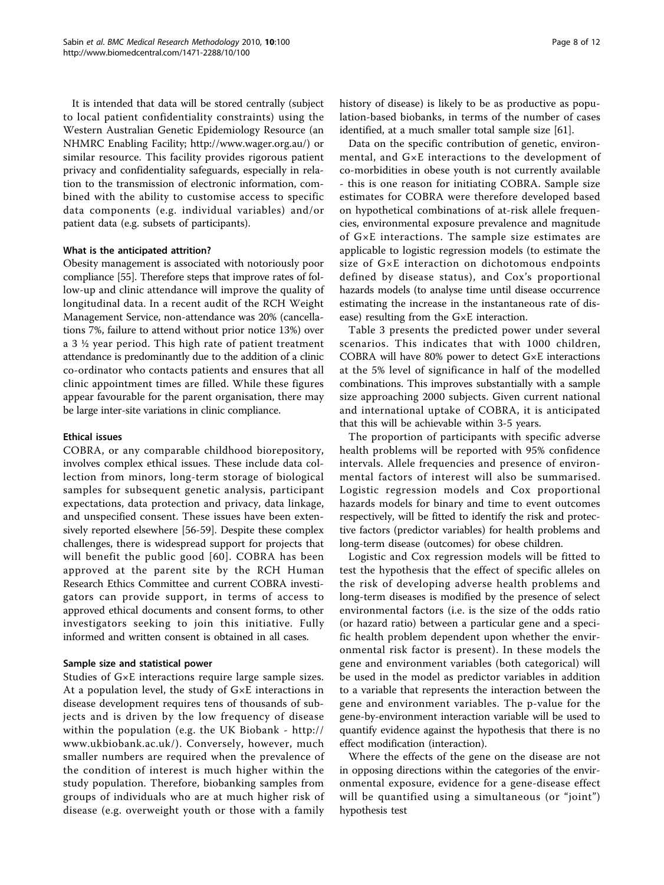It is intended that data will be stored centrally (subject to local patient confidentiality constraints) using the Western Australian Genetic Epidemiology Resource (an NHMRC Enabling Facility; http://www.wager.org.au/) or similar resource. This facility provides rigorous patient privacy and confidentiality safeguards, especially in relation to the transmission of electronic information, combined with the ability to customise access to specific data components (e.g. individual variables) and/or patient data (e.g. subsets of participants).

#### What is the anticipated attrition?

Obesity management is associated with notoriously poor compliance [55]. Therefore steps that improve rates of follow-up and clinic attendance will improve the quality of longitudinal data. In a recent audit of the RCH Weight Management Service, non-attendance was 20% (cancellations 7%, failure to attend without prior notice 13%) over a 3 ½ year period. This high rate of patient treatment attendance is predominantly due to the addition of a clinic co-ordinator who contacts patients and ensures that all clinic appointment times are filled. While these figures appear favourable for the parent organisation, there may be large inter-site variations in clinic compliance.

#### Ethical issues

COBRA, or any comparable childhood biorepository, involves complex ethical issues. These include data collection from minors, long-term storage of biological samples for subsequent genetic analysis, participant expectations, data protection and privacy, data linkage, and unspecified consent. These issues have been extensively reported elsewhere [56-59]. Despite these complex challenges, there is widespread support for projects that will benefit the public good [60]. COBRA has been approved at the parent site by the RCH Human Research Ethics Committee and current COBRA investigators can provide support, in terms of access to approved ethical documents and consent forms, to other investigators seeking to join this initiative. Fully informed and written consent is obtained in all cases.

#### Sample size and statistical power

Studies of G×E interactions require large sample sizes. At a population level, the study of G×E interactions in disease development requires tens of thousands of subjects and is driven by the low frequency of disease within the population (e.g. the UK Biobank - http://www.ukbiobank.ac.uk/). Conversely, however, much smaller numbers are required when the prevalence of the condition of interest is much higher within the study population. Therefore, biobanking samples from groups of individuals who are at much higher risk of disease (e.g. overweight youth or those with a family history of disease) is likely to be as productive as population-based biobanks, in terms of the number of cases identified, at a much smaller total sample size [61].

Data on the specific contribution of genetic, environmental, and G×E interactions to the development of co-morbidities in obese youth is not currently available - this is one reason for initiating COBRA. Sample size estimates for COBRA were therefore developed based on hypothetical combinations of at-risk allele frequencies, environmental exposure prevalence and magnitude of G×E interactions. The sample size estimates are applicable to logistic regression models (to estimate the size of G×E interaction on dichotomous endpoints defined by disease status), and Cox's proportional hazards models (to analyse time until disease occurrence estimating the increase in the instantaneous rate of disease) resulting from the G×E interaction.

Table 3 presents the predicted power under several scenarios. This indicates that with 1000 children, COBRA will have 80% power to detect G×E interactions at the 5% level of significance in half of the modelled combinations. This improves substantially with a sample size approaching 2000 subjects. Given current national and international uptake of COBRA, it is anticipated that this will be achievable within 3-5 years.

The proportion of participants with specific adverse health problems will be reported with 95% confidence intervals. Allele frequencies and presence of environmental factors of interest will also be summarised. Logistic regression models and Cox proportional hazards models for binary and time to event outcomes respectively, will be fitted to identify the risk and protective factors (predictor variables) for health problems and long-term disease (outcomes) for obese children.

Logistic and Cox regression models will be fitted to test the hypothesis that the effect of specific alleles on the risk of developing adverse health problems and long-term diseases is modified by the presence of select environmental factors (i.e. is the size of the odds ratio (or hazard ratio) between a particular gene and a specific health problem dependent upon whether the environmental risk factor is present). In these models the gene and environment variables (both categorical) will be used in the model as predictor variables in addition to a variable that represents the interaction between the gene and environment variables. The p-value for the gene-by-environment interaction variable will be used to quantify evidence against the hypothesis that there is no effect modification (interaction).

Where the effects of the gene on the disease are not in opposing directions within the categories of the environmental exposure, evidence for a gene-disease effect will be quantified using a simultaneous (or "joint") hypothesis test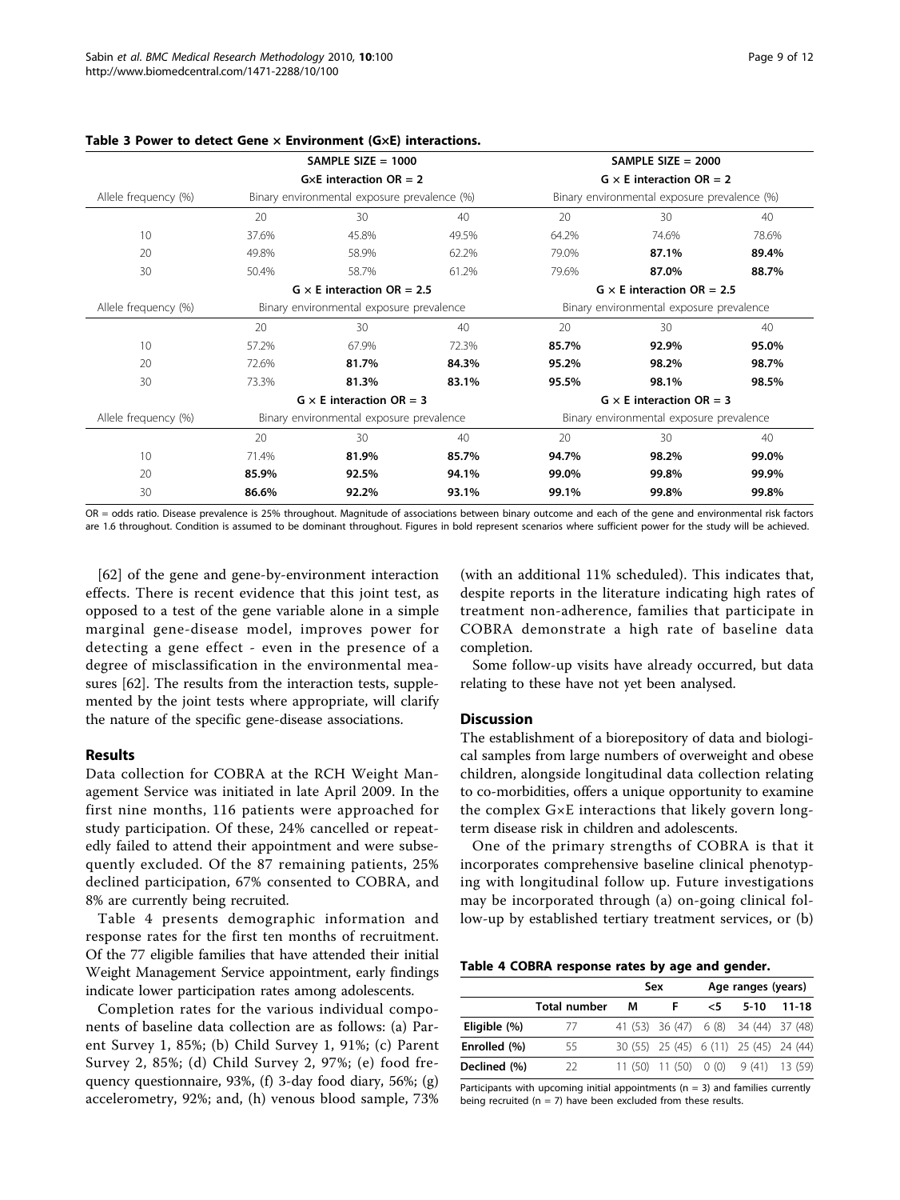**Table 3 Power to detect Gene × Environment (G×E) interactions.**

| | SAMPLE SIZE = 1000 | | | SAMPLE SIZE = 2000 | | |
|---|---|---|---|---|---|---|
| | G×E interaction OR = 2 | | | G × E interaction OR = 2 | | |
| Allele frequency (%) | Binary environmental exposure prevalence (%) | | | Binary environmental exposure prevalence (%) | | |
| | 20 | 30 | 40 | 20 | 30 | 40 |
| 10 | 37.6% | 45.8% | 49.5% | 64.2% | 74.6% | 78.6% |
| 20 | 49.8% | 58.9% | 62.2% | 79.0% | **87.1%** | **89.4%** |
| 30 | 50.4% | 58.7% | 61.2% | 79.6% | **87.0%** | **88.7%** |
| | G × E interaction OR = 2.5 | | | G × E interaction OR = 2.5 | | |
| Allele frequency (%) | Binary environmental exposure prevalence | | | Binary environmental exposure prevalence | | |
| | 20 | 30 | 40 | 20 | 30 | 40 |
| 10 | 57.2% | 67.9% | 72.3% | **85.7%** | **92.9%** | **95.0%** |
| 20 | 72.6% | **81.7%** | **84.3%** | **95.2%** | **98.2%** | **98.7%** |
| 30 | 73.3% | **81.3%** | **83.1%** | **95.5%** | **98.1%** | **98.5%** |
| | G × E interaction OR = 3 | | | G × E interaction OR = 3 | | |
| Allele frequency (%) | Binary environmental exposure prevalence | | | Binary environmental exposure prevalence | | |
| | 20 | 30 | 40 | 20 | 30 | 40 |
| 10 | 71.4% | **81.9%** | **85.7%** | **94.7%** | **98.2%** | **99.0%** |
| 20 | **85.9%** | **92.5%** | **94.1%** | **99.0%** | **99.8%** | **99.9%** |
| 30 | **86.6%** | **92.2%** | **93.1%** | **99.1%** | **99.8%** | **99.8%** |

OR = odds ratio. Disease prevalence is 25% throughout. Magnitude of associations between binary outcome and each of the gene and environmental risk factors are 1.6 throughout. Condition is assumed to be dominant throughout. Figures in bold represent scenarios where sufficient power for the study will be achieved.

[62] of the gene and gene-by-environment interaction effects. There is recent evidence that this joint test, as opposed to a test of the gene variable alone in a simple marginal gene-disease model, improves power for detecting a gene effect - even in the presence of a degree of misclassification in the environmental measures [62]. The results from the interaction tests, supplemented by the joint tests where appropriate, will clarify the nature of the specific gene-disease associations.

## Results

Data collection for COBRA at the RCH Weight Management Service was initiated in late April 2009. In the first nine months, 116 patients were approached for study participation. Of these, 24% cancelled or repeatedly failed to attend their appointment and were subsequently excluded. Of the 87 remaining patients, 25% declined participation, 67% consented to COBRA, and 8% are currently being recruited.

Table 4 presents demographic information and response rates for the first ten months of recruitment. Of the 77 eligible families that have attended their initial Weight Management Service appointment, early findings indicate lower participation rates among adolescents.

Completion rates for the various individual components of baseline data collection are as follows: (a) Parent Survey 1, 85%; (b) Child Survey 1, 91%; (c) Parent Survey 2, 85%; (d) Child Survey 2, 97%; (e) food frequency questionnaire, 93%, (f) 3-day food diary, 56%; (g) accelerometry, 92%; and, (h) venous blood sample, 73% (with an additional 11% scheduled). This indicates that, despite reports in the literature indicating high rates of treatment non-adherence, families that participate in COBRA demonstrate a high rate of baseline data completion.

Some follow-up visits have already occurred, but data relating to these have not yet been analysed.

## Discussion

The establishment of a biorepository of data and biological samples from large numbers of overweight and obese children, alongside longitudinal data collection relating to co-morbidities, offers a unique opportunity to examine the complex G×E interactions that likely govern long-term disease risk in children and adolescents.

One of the primary strengths of COBRA is that it incorporates comprehensive baseline clinical phenotyping with longitudinal follow up. Future investigations may be incorporated through (a) on-going clinical follow-up by established tertiary treatment services, or (b)

**Table 4 COBRA response rates by age and gender.**

| | | Sex | | Age ranges (years) | | |
|---|---|---|---|---|---|---|
| | Total number | M | F | <5 | 5-10 | 11-18 |
| **Eligible (%)** | 77 | 41 (53) | 36 (47) | 6 (8) | 34 (44) | 37 (48) |
| **Enrolled (%)** | 55 | 30 (55) | 25 (45) | 6 (11) | 25 (45) | 24 (44) |
| **Declined (%)** | 22 | 11 (50) | 11 (50) | 0 (0) | 9 (41) | 13 (59) |

Participants with upcoming initial appointments (n = 3) and families currently being recruited (n = 7) have been excluded from these results.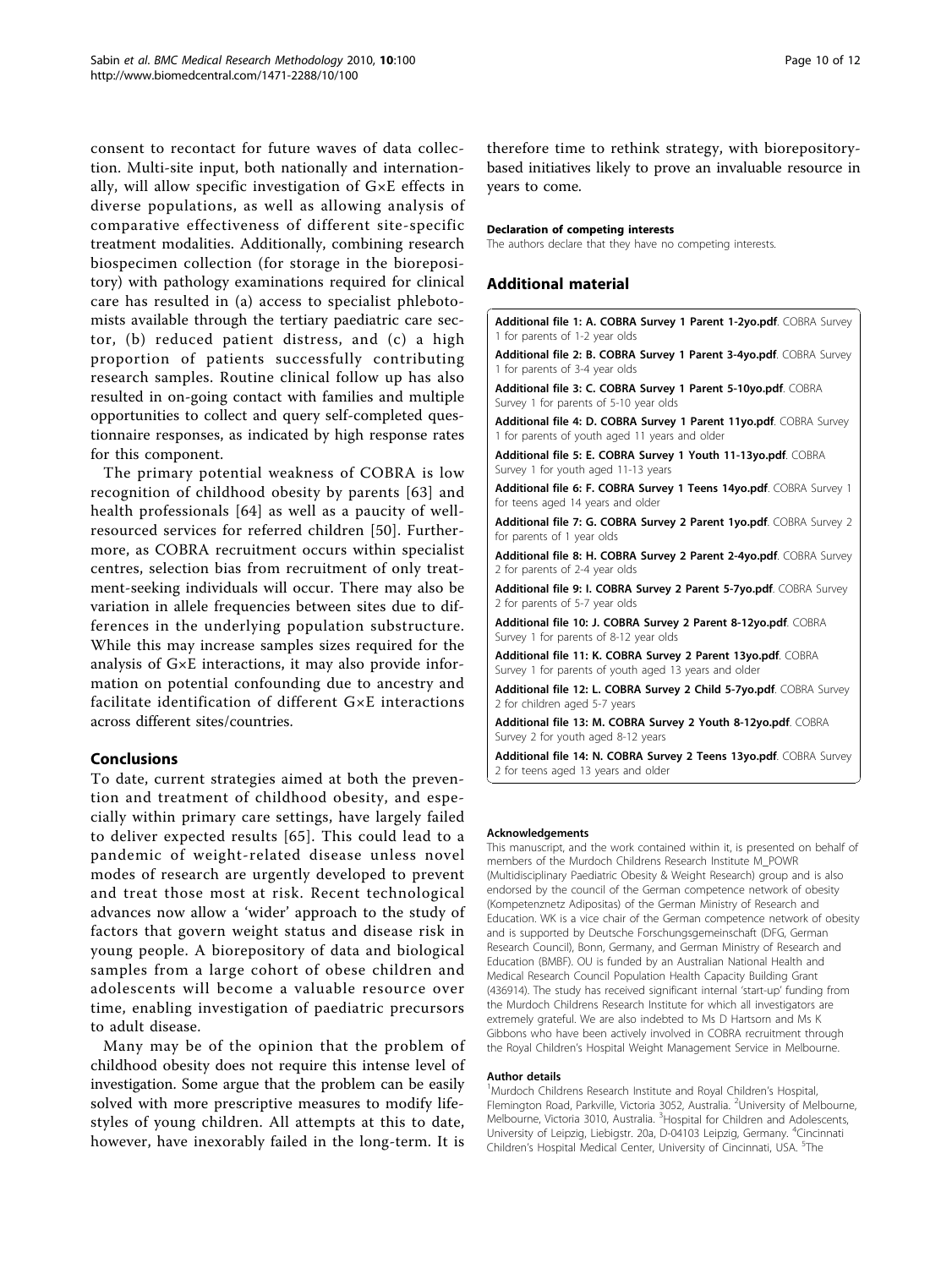consent to recontact for future waves of data collection. Multi-site input, both nationally and internationally, will allow specific investigation of G×E effects in diverse populations, as well as allowing analysis of comparative effectiveness of different site-specific treatment modalities. Additionally, combining research biospecimen collection (for storage in the biorepository) with pathology examinations required for clinical care has resulted in (a) access to specialist phlebotomists available through the tertiary paediatric care sector, (b) reduced patient distress, and (c) a high proportion of patients successfully contributing research samples. Routine clinical follow up has also resulted in on-going contact with families and multiple opportunities to collect and query self-completed questionnaire responses, as indicated by high response rates for this component.

The primary potential weakness of COBRA is low recognition of childhood obesity by parents [63] and health professionals [64] as well as a paucity of well-resourced services for referred children [50]. Furthermore, as COBRA recruitment occurs within specialist centres, selection bias from recruitment of only treatment-seeking individuals will occur. There may also be variation in allele frequencies between sites due to differences in the underlying population substructure. While this may increase samples sizes required for the analysis of G×E interactions, it may also provide information on potential confounding due to ancestry and facilitate identification of different G×E interactions across different sites/countries.

## Conclusions

To date, current strategies aimed at both the prevention and treatment of childhood obesity, and especially within primary care settings, have largely failed to deliver expected results [65]. This could lead to a pandemic of weight-related disease unless novel modes of research are urgently developed to prevent and treat those most at risk. Recent technological advances now allow a 'wider' approach to the study of factors that govern weight status and disease risk in young people. A biorepository of data and biological samples from a large cohort of obese children and adolescents will become a valuable resource over time, enabling investigation of paediatric precursors to adult disease.

Many may be of the opinion that the problem of childhood obesity does not require this intense level of investigation. Some argue that the problem can be easily solved with more prescriptive measures to modify lifestyles of young children. All attempts at this to date, however, have inexorably failed in the long-term. It is therefore time to rethink strategy, with biorepository-based initiatives likely to prove an invaluable resource in years to come.

#### Declaration of competing interests

The authors declare that they have no competing interests.

## Additional material

**Additional file 1: A. COBRA Survey 1 Parent 1-2yo.pdf**. COBRA Survey 1 for parents of 1-2 year olds

**Additional file 2: B. COBRA Survey 1 Parent 3-4yo.pdf**. COBRA Survey 1 for parents of 3-4 year olds

**Additional file 3: C. COBRA Survey 1 Parent 5-10yo.pdf**. COBRA Survey 1 for parents of 5-10 year olds

**Additional file 4: D. COBRA Survey 1 Parent 11yo.pdf**. COBRA Survey 1 for parents of youth aged 11 years and older

**Additional file 5: E. COBRA Survey 1 Youth 11-13yo.pdf**. COBRA Survey 1 for youth aged 11-13 years

**Additional file 6: F. COBRA Survey 1 Teens 14yo.pdf**. COBRA Survey 1 for teens aged 14 years and older

**Additional file 7: G. COBRA Survey 2 Parent 1yo.pdf**. COBRA Survey 2 for parents of 1 year olds

**Additional file 8: H. COBRA Survey 2 Parent 2-4yo.pdf**. COBRA Survey 2 for parents of 2-4 year olds

**Additional file 9: I. COBRA Survey 2 Parent 5-7yo.pdf**. COBRA Survey 2 for parents of 5-7 year olds

**Additional file 10: J. COBRA Survey 2 Parent 8-12yo.pdf**. COBRA Survey 1 for parents of 8-12 year olds

**Additional file 11: K. COBRA Survey 2 Parent 13yo.pdf**. COBRA Survey 1 for parents of youth aged 13 years and older

**Additional file 12: L. COBRA Survey 2 Child 5-7yo.pdf**. COBRA Survey 2 for children aged 5-7 years

**Additional file 13: M. COBRA Survey 2 Youth 8-12yo.pdf**. COBRA Survey 2 for youth aged 8-12 years

**Additional file 14: N. COBRA Survey 2 Teens 13yo.pdf**. COBRA Survey 2 for teens aged 13 years and older

#### Acknowledgements

This manuscript, and the work contained within it, is presented on behalf of members of the Murdoch Childrens Research Institute M_POWR (Multidisciplinary Paediatric Obesity & Weight Research) group and is also endorsed by the council of the German competence network of obesity (Kompetenznetz Adipositas) of the German Ministry of Research and Education. WK is a vice chair of the German competence network of obesity and is supported by Deutsche Forschungsgemeinschaft (DFG, German Research Council), Bonn, Germany, and German Ministry of Research and Education (BMBF). OU is funded by an Australian National Health and Medical Research Council Population Health Capacity Building Grant (436914). The study has received significant internal 'start-up' funding from the Murdoch Childrens Research Institute for which all investigators are extremely grateful. We are also indebted to Ms D Hartsorn and Ms K Gibbons who have been actively involved in COBRA recruitment through the Royal Children's Hospital Weight Management Service in Melbourne.

#### Author details

[1]Murdoch Childrens Research Institute and Royal Children's Hospital, Flemington Road, Parkville, Victoria 3052, Australia. [2]University of Melbourne, Melbourne, Victoria 3010, Australia. [3]Hospital for Children and Adolescents, University of Leipzig, Liebigstr. 20a, D-04103 Leipzig, Germany. [4]Cincinnati Children's Hospital Medical Center, University of Cincinnati, USA. [5]The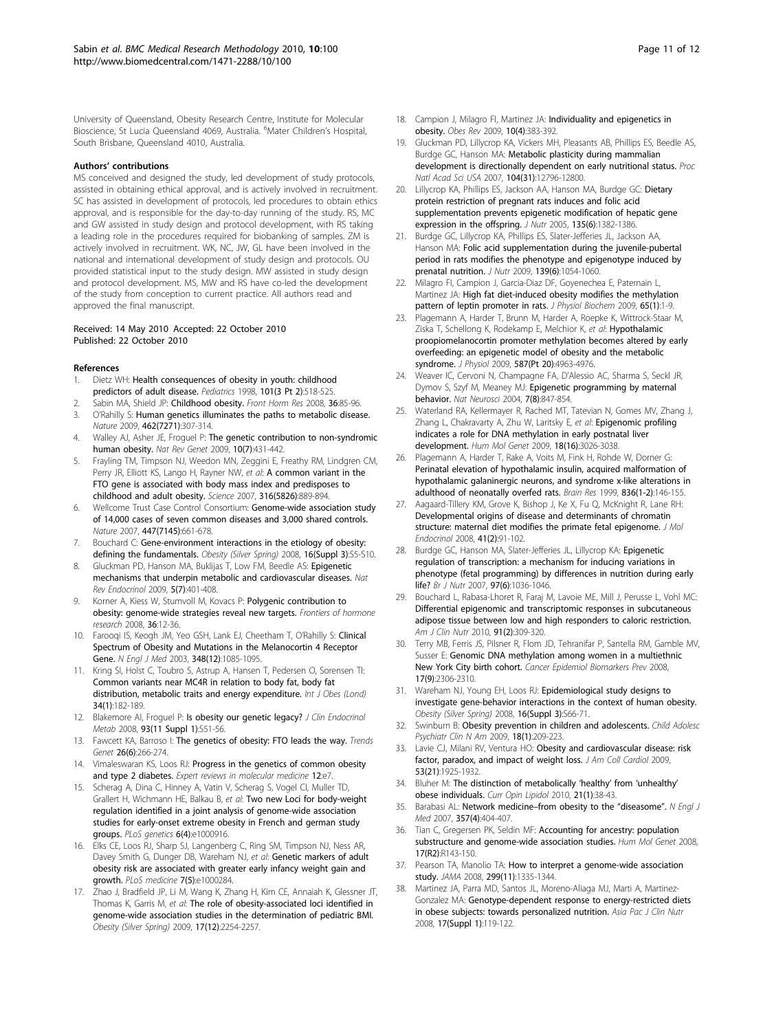University of Queensland, Obesity Research Centre, Institute for Molecular Bioscience, St Lucia Queensland 4069, Australia. [6]Mater Children's Hospital, South Brisbane, Queensland 4010, Australia.

#### Authors' contributions

MS conceived and designed the study, led development of study protocols, assisted in obtaining ethical approval, and is actively involved in recruitment. SC has assisted in development of protocols, led procedures to obtain ethics approval, and is responsible for the day-to-day running of the study. RS, MC and GW assisted in study design and protocol development, with RS taking a leading role in the procedures required for biobanking of samples. ZM is actively involved in recruitment. WK, NC, JW, GL have been involved in the national and international development of study design and protocols. OU provided statistical input to the study design. MW assisted in study design and protocol development. MS, MW and RS have co-led the development of the study from conception to current practice. All authors read and approved the final manuscript.

Received: 14 May 2010 Accepted: 22 October 2010
Published: 22 October 2010

#### References

1. Dietz WH: **Health consequences of obesity in youth: childhood predictors of adult disease.** *Pediatrics* 1998, **101(3 Pt 2)**:518-525.
2. Sabin MA, Shield JP: **Childhood obesity.** *Front Horm Res* 2008, **36**:85-96.
3. O'Rahilly S: **Human genetics illuminates the paths to metabolic disease.** *Nature* 2009, **462(7271)**:307-314.
4. Walley AJ, Asher JE, Froguel P: **The genetic contribution to non-syndromic human obesity.** *Nat Rev Genet* 2009, **10(7)**:431-442.
5. Frayling TM, Timpson NJ, Weedon MN, Zeggini E, Freathy RM, Lindgren CM, Perry JR, Elliott KS, Lango H, Rayner NW, *et al*: **A common variant in the FTO gene is associated with body mass index and predisposes to childhood and adult obesity.** *Science* 2007, **316(5826)**:889-894.
6. Wellcome Trust Case Control Consortium: **Genome-wide association study of 14,000 cases of seven common diseases and 3,000 shared controls.** *Nature* 2007, **447(7145)**:661-678.
7. Bouchard C: **Gene-environment interactions in the etiology of obesity: defining the fundamentals.** *Obesity (Silver Spring)* 2008, **16(Suppl 3)**:S5-S10.
8. Gluckman PD, Hanson MA, Buklijas T, Low FM, Beedle AS: **Epigenetic mechanisms that underpin metabolic and cardiovascular diseases.** *Nat Rev Endocrinol* 2009, **5(7)**:401-408.
9. Korner A, Kiess W, Stumvoll M, Kovacs P: **Polygenic contribution to obesity: genome-wide strategies reveal new targets.** *Frontiers of hormone research* 2008, **36**:12-36.
10. Farooqi IS, Keogh JM, Yeo GSH, Lank EJ, Cheetham T, O'Rahilly S: **Clinical Spectrum of Obesity and Mutations in the Melanocortin 4 Receptor Gene.** *N Engl J Med* 2003, **348(12)**:1085-1095.
11. Kring SI, Holst C, Toubro S, Astrup A, Hansen T, Pedersen O, Sorensen TI: **Common variants near MC4R in relation to body fat, body fat distribution, metabolic traits and energy expenditure.** *Int J Obes (Lond)* **34(1)**:182-189.
12. Blakemore AI, Froguel P: **Is obesity our genetic legacy?** *J Clin Endocrinol Metab* 2008, **93(11 Suppl 1)**:S51-56.
13. Fawcett KA, Barroso I: **The genetics of obesity: FTO leads the way.** *Trends Genet* **26(6)**:266-274.
14. Vimaleswaran KS, Loos RJ: **Progress in the genetics of common obesity and type 2 diabetes.** *Expert reviews in molecular medicine* **12**:e7.
15. Scherag A, Dina C, Hinney A, Vatin V, Scherag S, Vogel CI, Muller TD, Grallert H, Wichmann HE, Balkau B, *et al*: **Two new Loci for body-weight regulation identified in a joint analysis of genome-wide association studies for early-onset extreme obesity in French and german study groups.** *PLoS genetics* **6(4)**:e1000916.
16. Elks CE, Loos RJ, Sharp SJ, Langenberg C, Ring SM, Timpson NJ, Ness AR, Davey Smith G, Dunger DB, Wareham NJ, *et al*: **Genetic markers of adult obesity risk are associated with greater early infancy weight gain and growth.** *PLoS medicine* **7(5)**:e1000284.
17. Zhao J, Bradfield JP, Li M, Wang K, Zhang H, Kim CE, Annaiah K, Glessner JT, Thomas K, Garris M, *et al*: **The role of obesity-associated loci identified in genome-wide association studies in the determination of pediatric BMI.** *Obesity (Silver Spring)* 2009, **17(12)**:2254-2257.
18. Campion J, Milagro FI, Martinez JA: **Individuality and epigenetics in obesity.** *Obes Rev* 2009, **10(4)**:383-392.
19. Gluckman PD, Lillycrop KA, Vickers MH, Pleasants AB, Phillips ES, Beedle AS, Burdge GC, Hanson MA: **Metabolic plasticity during mammalian development is directionally dependent on early nutritional status.** *Proc Natl Acad Sci USA* 2007, **104(31)**:12796-12800.
20. Lillycrop KA, Phillips ES, Jackson AA, Hanson MA, Burdge GC: **Dietary protein restriction of pregnant rats induces and folic acid supplementation prevents epigenetic modification of hepatic gene expression in the offspring.** *J Nutr* 2005, **135(6)**:1382-1386.
21. Burdge GC, Lillycrop KA, Phillips ES, Slater-Jefferies JL, Jackson AA, Hanson MA: **Folic acid supplementation during the juvenile-pubertal period in rats modifies the phenotype and epigenotype induced by prenatal nutrition.** *J Nutr* 2009, **139(6)**:1054-1060.
22. Milagro FI, Campion J, Garcia-Diaz DF, Goyenechea E, Paternain L, Martinez JA: **High fat diet-induced obesity modifies the methylation pattern of leptin promoter in rats.** *J Physiol Biochem* 2009, **65(1)**:1-9.
23. Plagemann A, Harder T, Brunn M, Harder A, Roepke K, Wittrock-Staar M, Ziska T, Schellong K, Rodekamp E, Melchior K, *et al*: **Hypothalamic proopiomelanocortin promoter methylation becomes altered by early overfeeding: an epigenetic model of obesity and the metabolic syndrome.** *J Physiol* 2009, **587(Pt 20)**:4963-4976.
24. Weaver IC, Cervoni N, Champagne FA, D'Alessio AC, Sharma S, Seckl JR, Dymov S, Szyf M, Meaney MJ: **Epigenetic programming by maternal behavior.** *Nat Neurosci* 2004, **7(8)**:847-854.
25. Waterland RA, Kellermayer R, Rached MT, Tatevian N, Gomes MV, Zhang J, Zhang L, Chakravarty A, Zhu W, Laritsky E, *et al*: **Epigenomic profiling indicates a role for DNA methylation in early postnatal liver development.** *Hum Mol Genet* 2009, **18(16)**:3026-3038.
26. Plagemann A, Harder T, Rake A, Voits M, Fink H, Rohde W, Dorner G: **Perinatal elevation of hypothalamic insulin, acquired malformation of hypothalamic galaninergic neurons, and syndrome x-like alterations in adulthood of neonatally overfed rats.** *Brain Res* 1999, **836(1-2)**:146-155.
27. Aagaard-Tillery KM, Grove K, Bishop J, Ke X, Fu Q, McKnight R, Lane RH: **Developmental origins of disease and determinants of chromatin structure: maternal diet modifies the primate fetal epigenome.** *J Mol Endocrinol* 2008, **41(2)**:91-102.
28. Burdge GC, Hanson MA, Slater-Jefferies JL, Lillycrop KA: **Epigenetic regulation of transcription: a mechanism for inducing variations in phenotype (fetal programming) by differences in nutrition during early life?** *Br J Nutr* 2007, **97(6)**:1036-1046.
29. Bouchard L, Rabasa-Lhoret R, Faraj M, Lavoie ME, Mill J, Perusse L, Vohl MC: **Differential epigenomic and transcriptomic responses in subcutaneous adipose tissue between low and high responders to caloric restriction.** *Am J Clin Nutr* 2010, **91(2)**:309-320.
30. Terry MB, Ferris JS, Pilsner R, Flom JD, Tehranifar P, Santella RM, Gamble MV, Susser E: **Genomic DNA methylation among women in a multiethnic New York City birth cohort.** *Cancer Epidemiol Biomarkers Prev* 2008, **17(9)**:2306-2310.
31. Wareham NJ, Young EH, Loos RJ: **Epidemiological study designs to investigate gene-behavior interactions in the context of human obesity.** *Obesity (Silver Spring)* 2008, **16(Suppl 3)**:S66-71.
32. Swinburn B: **Obesity prevention in children and adolescents.** *Child Adolesc Psychiatr Clin N Am* 2009, **18(1)**:209-223.
33. Lavie CJ, Milani RV, Ventura HO: **Obesity and cardiovascular disease: risk factor, paradox, and impact of weight loss.** *J Am Coll Cardiol* 2009, **53(21)**:1925-1932.
34. Bluher M: **The distinction of metabolically 'healthy' from 'unhealthy' obese individuals.** *Curr Opin Lipidol* 2010, **21(1)**:38-43.
35. Barabasi AL: **Network medicine–from obesity to the "diseasome".** *N Engl J Med* 2007, **357(4)**:404-407.
36. Tian C, Gregersen PK, Seldin MF: **Accounting for ancestry: population substructure and genome-wide association studies.** *Hum Mol Genet* 2008, **17(R2)**:R143-150.
37. Pearson TA, Manolio TA: **How to interpret a genome-wide association study.** *JAMA* 2008, **299(11)**:1335-1344.
38. Martinez JA, Parra MD, Santos JL, Moreno-Aliaga MJ, Marti A, Martinez-Gonzalez MA: **Genotype-dependent response to energy-restricted diets in obese subjects: towards personalized nutrition.** *Asia Pac J Clin Nutr* 2008, **17(Suppl 1)**:119-122.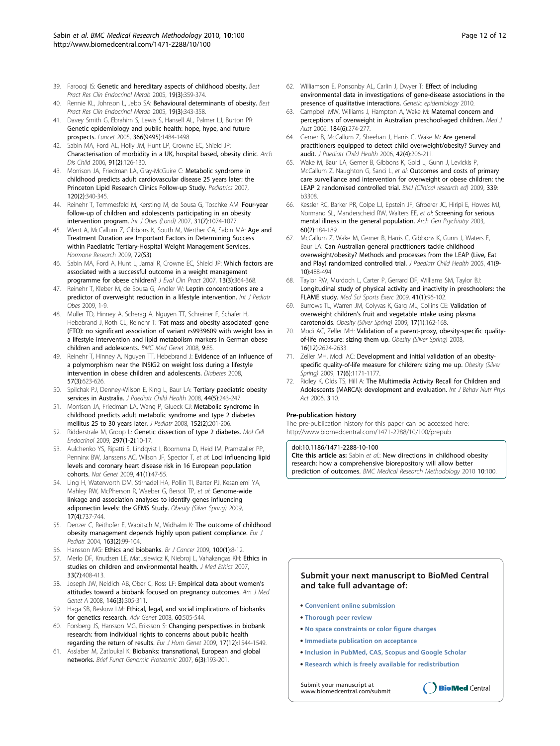39. Farooqi IS: **Genetic and hereditary aspects of childhood obesity.** *Best Pract Res Clin Endocrinol Metab* 2005, **19(3)**:359-374.
40. Rennie KL, Johnson L, Jebb SA: **Behavioural determinants of obesity.** *Best Pract Res Clin Endocrinol Metab* 2005, **19(3)**:343-358.
41. Davey Smith G, Ebrahim S, Lewis S, Hansell AL, Palmer LJ, Burton PR: **Genetic epidemiology and public health: hope, hype, and future prospects.** *Lancet* 2005, **366(9495)**:1484-1498.
42. Sabin MA, Ford AL, Holly JM, Hunt LP, Crowne EC, Shield JP: **Characterisation of morbidity in a UK, hospital based, obesity clinic.** *Arch Dis Child* 2006, **91(2)**:126-130.
43. Morrison JA, Friedman LA, Gray-McGuire C: **Metabolic syndrome in childhood predicts adult cardiovascular disease 25 years later: the Princeton Lipid Research Clinics Follow-up Study.** *Pediatrics* 2007, **120(2)**:340-345.
44. Reinehr T, Temmesfeld M, Kersting M, de Sousa G, Toschke AM: **Four-year follow-up of children and adolescents participating in an obesity intervention program.** *Int J Obes (Lond)* 2007, **31(7)**:1074-1077.
45. Went A, McCallum Z, Gibbons K, South M, Werther GA, Sabin MA: **Age and Treatment Duration are Important Factors in Determining Success within Paediatric Tertiary-Hospital Weight Management Services.** *Hormone Research* 2009, **72(S3)**.
46. Sabin MA, Ford A, Hunt L, Jamal R, Crowne EC, Shield JP: **Which factors are associated with a successful outcome in a weight management programme for obese children?** *J Eval Clin Pract* 2007, **13(3)**:364-368.
47. Reinehr T, Kleber M, de Sousa G, Andler W: **Leptin concentrations are a predictor of overweight reduction in a lifestyle intervention.** *Int J Pediatr Obes* 2009, 1-9.
48. Muller TD, Hinney A, Scherag A, Nguyen TT, Schreiner F, Schafer H, Hebebrand J, Roth CL, Reinehr T: **'Fat mass and obesity associated' gene (FTO): no significant association of variant rs9939609 with weight loss in a lifestyle intervention and lipid metabolism markers in German obese children and adolescents.** *BMC Med Genet* 2008, **9**:85.
49. Reinehr T, Hinney A, Nguyen TT, Hebebrand J: **Evidence of an influence of a polymorphism near the INSIG2 on weight loss during a lifestyle intervention in obese children and adolescents.** *Diabetes* 2008, **57(3)**:623-626.
50. Spilchak PJ, Denney-Wilson E, King L, Baur LA: **Tertiary paediatric obesity services in Australia.** *J Paediatr Child Health* 2008, **44(5)**:243-247.
51. Morrison JA, Friedman LA, Wang P, Glueck CJ: **Metabolic syndrome in childhood predicts adult metabolic syndrome and type 2 diabetes mellitus 25 to 30 years later.** *J Pediatr* 2008, **152(2)**:201-206.
52. Ridderstrale M, Groop L: **Genetic dissection of type 2 diabetes.** *Mol Cell Endocrinol* 2009, **297(1-2)**:10-17.
53. Aulchenko YS, Ripatti S, Lindqvist I, Boomsma D, Heid IM, Pramstaller PP, Penninx BW, Janssens AC, Wilson JF, Spector T, *et al*: **Loci influencing lipid levels and coronary heart disease risk in 16 European population cohorts.** *Nat Genet* 2009, **41(1)**:47-55.
54. Ling H, Waterworth DM, Stirnadel HA, Pollin TI, Barter PJ, Kesaniemi YA, Mahley RW, McPherson R, Waeber G, Bersot TP, *et al*: **Genome-wide linkage and association analyses to identify genes influencing adiponectin levels: the GEMS Study.** *Obesity (Silver Spring)* 2009, **17(4)**:737-744.
55. Denzer C, Reithofer E, Wabitsch M, Widhalm K: **The outcome of childhood obesity management depends highly upon patient compliance.** *Eur J Pediatr* 2004, **163(2)**:99-104.
56. Hansson MG: **Ethics and biobanks.** *Br J Cancer* 2009, **100(1)**:8-12.
57. Merlo DF, Knudsen LE, Matusiewicz K, Niebroj L, Vahakangas KH: **Ethics in studies on children and environmental health.** *J Med Ethics* 2007, **33(7)**:408-413.
58. Joseph JW, Neidich AB, Ober C, Ross LF: **Empirical data about women's attitudes toward a biobank focused on pregnancy outcomes.** *Am J Med Genet A* 2008, **146(3)**:305-311.
59. Haga SB, Beskow LM: **Ethical, legal, and social implications of biobanks for genetics research.** *Adv Genet* 2008, **60**:505-544.
60. Forsberg JS, Hansson MG, Eriksson S: **Changing perspectives in biobank research: from individual rights to concerns about public health regarding the return of results.** *Eur J Hum Genet* 2009, **17(12)**:1544-1549.
61. Asslaber M, Zatloukal K: **Biobanks: transnational, European and global networks.** *Brief Funct Genomic Proteomic* 2007, **6(3)**:193-201.
62. Williamson E, Ponsonby AL, Carlin J, Dwyer T: **Effect of including environmental data in investigations of gene-disease associations in the presence of qualitative interactions.** *Genetic epidemiology* 2010.
63. Campbell MW, Williams J, Hampton A, Wake M: **Maternal concern and perceptions of overweight in Australian preschool-aged children.** *Med J Aust* 2006, **184(6)**:274-277.
64. Gerner B, McCallum Z, Sheehan J, Harris C, Wake M: **Are general practitioners equipped to detect child overweight/obesity? Survey and audit.** *J Paediatr Child Health* 2006, **42(4)**:206-211.
65. Wake M, Baur LA, Gerner B, Gibbons K, Gold L, Gunn J, Levickis P, McCallum Z, Naughton G, Sanci L, *et al*: **Outcomes and costs of primary care surveillance and intervention for overweight or obese children: the LEAP 2 randomised controlled trial.** *BMJ (Clinical research ed)* 2009, **339**: b3308.
66. Kessler RC, Barker PR, Colpe LJ, Epstein JF, Gfroerer JC, Hiripi E, Howes MJ, Normand SL, Manderscheid RW, Walters EE, *et al*: **Screening for serious mental illness in the general population.** *Arch Gen Psychiatry* 2003, **60(2)**:184-189.
67. McCallum Z, Wake M, Gerner B, Harris C, Gibbons K, Gunn J, Waters E, Baur LA: **Can Australian general practitioners tackle childhood overweight/obesity? Methods and processes from the LEAP (Live, Eat and Play) randomized controlled trial.** *J Paediatr Child Health* 2005, **41(9-10)**:488-494.
68. Taylor RW, Murdoch L, Carter P, Gerrard DF, Williams SM, Taylor BJ: **Longitudinal study of physical activity and inactivity in preschoolers: the FLAME study.** *Med Sci Sports Exerc* 2009, **41(1)**:96-102.
69. Burrows TL, Warren JM, Colyvas K, Garg ML, Collins CE: **Validation of overweight children's fruit and vegetable intake using plasma carotenoids.** *Obesity (Silver Spring)* 2009, **17(1)**:162-168.
70. Modi AC, Zeller MH: **Validation of a parent-proxy, obesity-specific quality-of-life measure: sizing them up.** *Obesity (Silver Spring)* 2008, **16(12)**:2624-2633.
71. Zeller MH, Modi AC: **Development and initial validation of an obesity-specific quality-of-life measure for children: sizing me up.** *Obesity (Silver Spring)* 2009, **17(6)**:1171-1177.
72. Ridley K, Olds TS, Hill A: **The Multimedia Activity Recall for Children and Adolescents (MARCA): development and evaluation.** *Int J Behav Nutr Phys Act* 2006, **3**:10.

## Pre-publication history

The pre-publication history for this paper can be accessed here: http://www.biomedcentral.com/1471-2288/10/100/prepub

doi:10.1186/1471-2288-10-100

**Cite this article as:** Sabin *et al.*: New directions in childhood obesity research: how a comprehensive biorepository will allow better prediction of outcomes. *BMC Medical Research Methodology* 2010 **10**:100.

**Submit your next manuscript to BioMed Central and take full advantage of:**

- Convenient online submission
- Thorough peer review
- No space constraints or color figure charges
- Immediate publication on acceptance
- Inclusion in PubMed, CAS, Scopus and Google Scholar
- Research which is freely available for redistribution

Submit your manuscript at www.biomedcentral.com/submit

BioMed Central